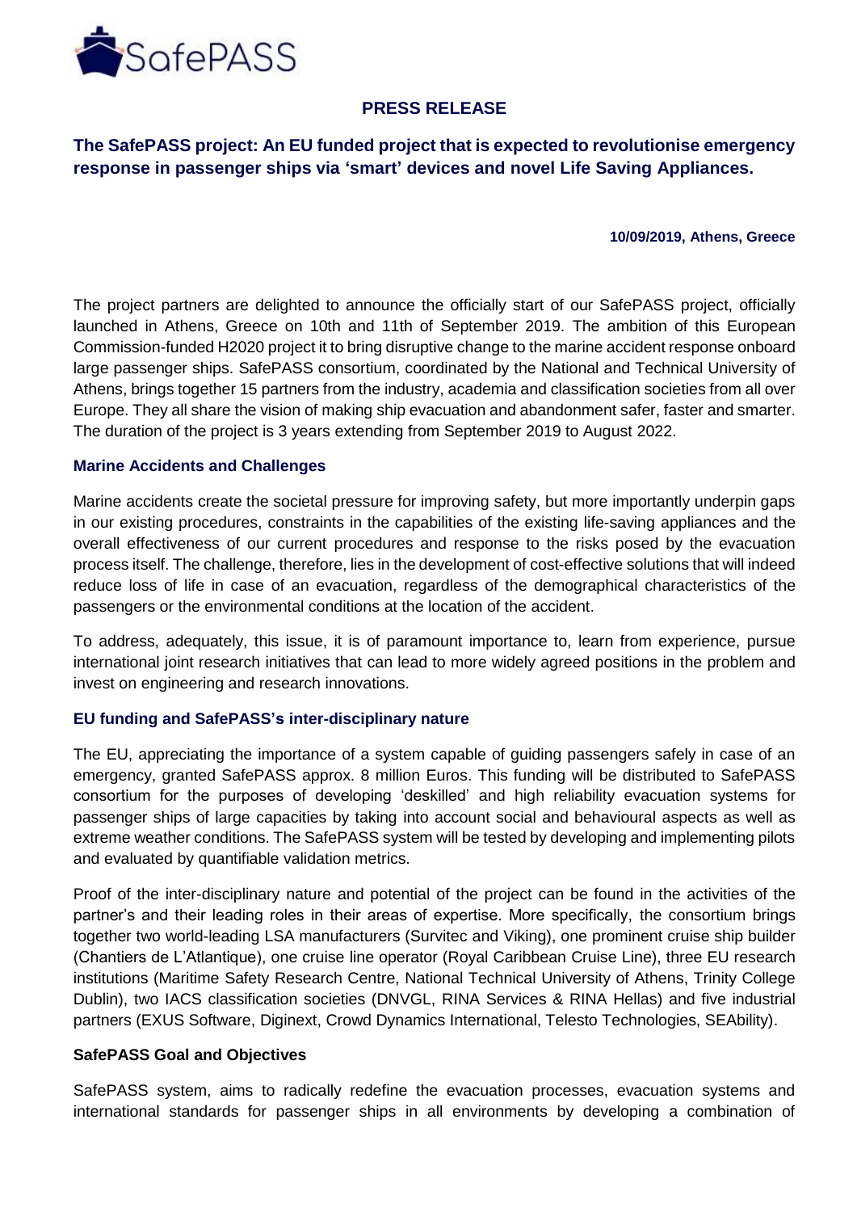SafePASS

**PRESS RELEASE**

## The SafePASS project: An EU funded project that is expected to revolutionise emergency response in passenger ships via 'smart' devices and novel Life Saving Appliances.

**10/09/2019, Athens, Greece**

The project partners are delighted to announce the officially start of our SafePASS project, officially launched in Athens, Greece on 10th and 11th of September 2019. The ambition of this European Commission-funded H2020 project it to bring disruptive change to the marine accident response onboard large passenger ships. SafePASS consortium, coordinated by the National and Technical University of Athens, brings together 15 partners from the industry, academia and classification societies from all over Europe. They all share the vision of making ship evacuation and abandonment safer, faster and smarter. The duration of the project is 3 years extending from September 2019 to August 2022.

### Marine Accidents and Challenges

Marine accidents create the societal pressure for improving safety, but more importantly underpin gaps in our existing procedures, constraints in the capabilities of the existing life-saving appliances and the overall effectiveness of our current procedures and response to the risks posed by the evacuation process itself. The challenge, therefore, lies in the development of cost-effective solutions that will indeed reduce loss of life in case of an evacuation, regardless of the demographical characteristics of the passengers or the environmental conditions at the location of the accident.

To address, adequately, this issue, it is of paramount importance to, learn from experience, pursue international joint research initiatives that can lead to more widely agreed positions in the problem and invest on engineering and research innovations.

### EU funding and SafePASS's inter-disciplinary nature

The EU, appreciating the importance of a system capable of guiding passengers safely in case of an emergency, granted SafePASS approx. 8 million Euros. This funding will be distributed to SafePASS consortium for the purposes of developing 'deskilled' and high reliability evacuation systems for passenger ships of large capacities by taking into account social and behavioural aspects as well as extreme weather conditions. The SafePASS system will be tested by developing and implementing pilots and evaluated by quantifiable validation metrics.

Proof of the inter-disciplinary nature and potential of the project can be found in the activities of the partner's and their leading roles in their areas of expertise. More specifically, the consortium brings together two world-leading LSA manufacturers (Survitec and Viking), one prominent cruise ship builder (Chantiers de L'Atlantique), one cruise line operator (Royal Caribbean Cruise Line), three EU research institutions (Maritime Safety Research Centre, National Technical University of Athens, Trinity College Dublin), two IACS classification societies (DNVGL, RINA Services & RINA Hellas) and five industrial partners (EXUS Software, Diginext, Crowd Dynamics International, Telesto Technologies, SEAbility).

### SafePASS Goal and Objectives

SafePASS system, aims to radically redefine the evacuation processes, evacuation systems and international standards for passenger ships in all environments by developing a combination of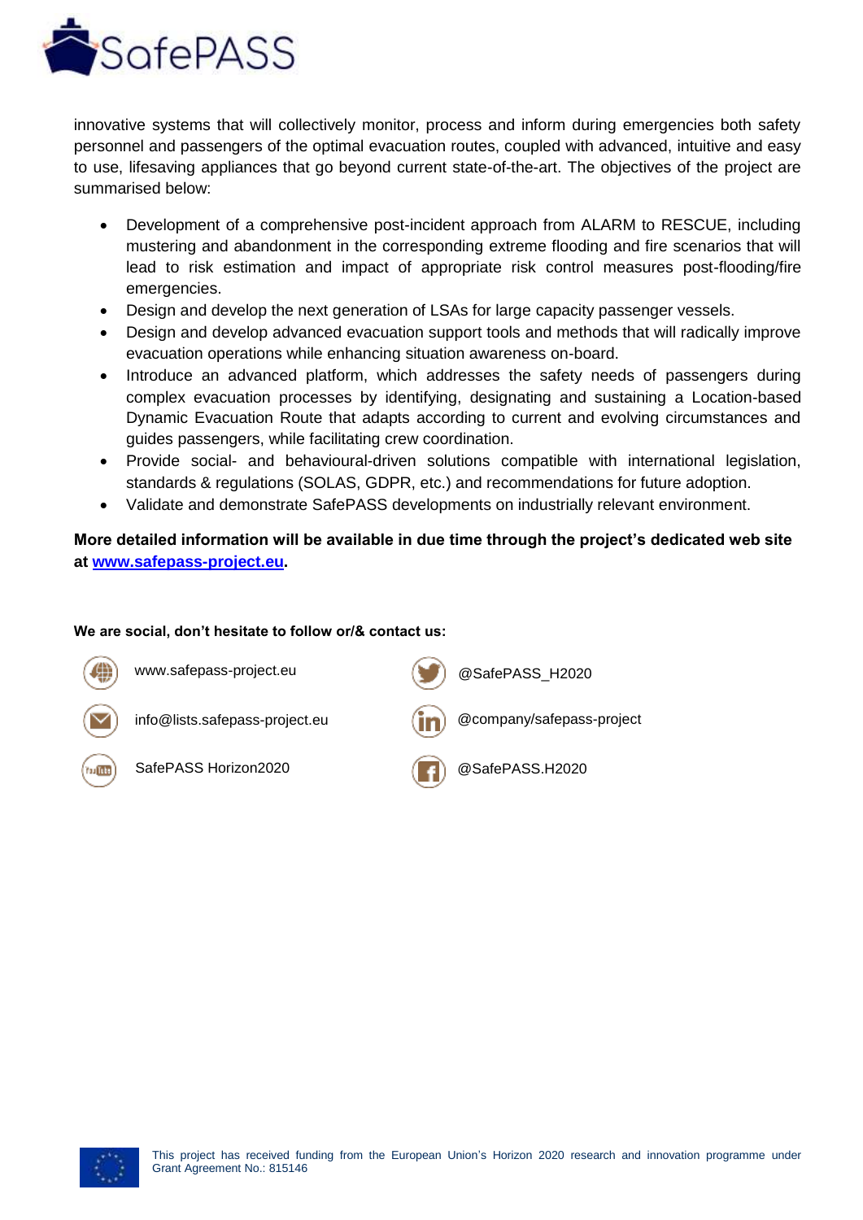innovative systems that will collectively monitor, process and inform during emergencies both safety personnel and passengers of the optimal evacuation routes, coupled with advanced, intuitive and easy to use, lifesaving appliances that go beyond current state-of-the-art. The objectives of the project are summarised below:

- Development of a comprehensive post-incident approach from ALARM to RESCUE, including mustering and abandonment in the corresponding extreme flooding and fire scenarios that will lead to risk estimation and impact of appropriate risk control measures post-flooding/fire emergencies.
- Design and develop the next generation of LSAs for large capacity passenger vessels.
- Design and develop advanced evacuation support tools and methods that will radically improve evacuation operations while enhancing situation awareness on-board.
- Introduce an advanced platform, which addresses the safety needs of passengers during complex evacuation processes by identifying, designating and sustaining a Location-based Dynamic Evacuation Route that adapts according to current and evolving circumstances and guides passengers, while facilitating crew coordination.
- Provide social- and behavioural-driven solutions compatible with international legislation, standards & regulations (SOLAS, GDPR, etc.) and recommendations for future adoption.
- Validate and demonstrate SafePASS developments on industrially relevant environment.

**More detailed information will be available in due time through the project's dedicated web site at [www.safepass-project.eu](http://www.safepass-project.eu).**

**We are social, don't hesitate to follow or/& contact us:**

www.safepass-project.eu

@SafePASS_H2020

info@lists.safepass-project.eu

@company/safepass-project

SafePASS Horizon2020

@SafePASS.H2020

This project has received funding from the European Union's Horizon 2020 research and innovation programme under Grant Agreement No.: 815146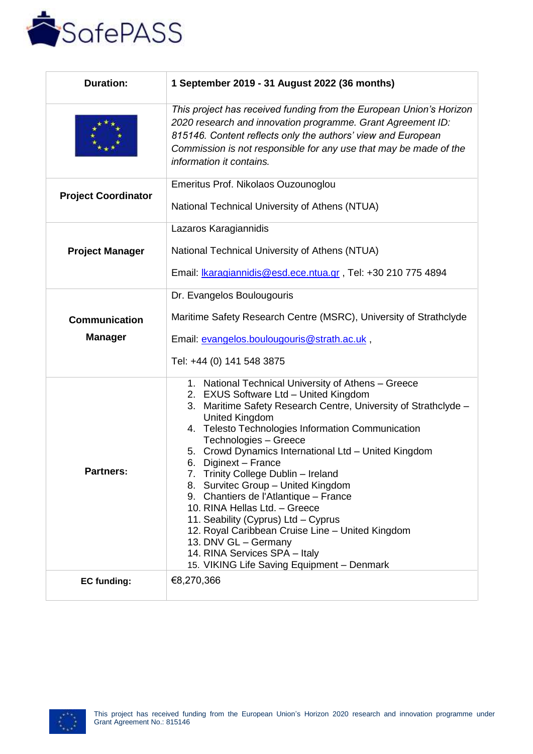SafePASS

| | |
|---|---|
| **Duration:** | **1 September 2019 - 31 August 2022 (36 months)** |
| | *This project has received funding from the European Union's Horizon 2020 research and innovation programme. Grant Agreement ID: 815146. Content reflects only the authors' view and European Commission is not responsible for any use that may be made of the information it contains.* |
| **Project Coordinator** | Emeritus Prof. Nikolaos Ouzounoglou<br><br>National Technical University of Athens (NTUA) |
| **Project Manager** | Lazaros Karagiannidis<br><br>National Technical University of Athens (NTUA)<br><br>Email: lkaragiannidis@esd.ece.ntua.gr , Tel: +30 210 775 4894 |
| **Communication Manager** | Dr. Evangelos Boulougouris<br><br>Maritime Safety Research Centre (MSRC), University of Strathclyde<br><br>Email: evangelos.boulougouris@strath.ac.uk ,<br><br>Tel: +44 (0) 141 548 3875 |
| **Partners:** | 1. National Technical University of Athens – Greece<br>2. EXUS Software Ltd – United Kingdom<br>3. Maritime Safety Research Centre, University of Strathclyde – United Kingdom<br>4. Telesto Technologies Information Communication Technologies – Greece<br>5. Crowd Dynamics International Ltd – United Kingdom<br>6. Diginext – France<br>7. Trinity College Dublin – Ireland<br>8. Survitec Group – United Kingdom<br>9. Chantiers de l'Atlantique – France<br>10. RINA Hellas Ltd. – Greece<br>11. Seability (Cyprus) Ltd – Cyprus<br>12. Royal Caribbean Cruise Line – United Kingdom<br>13. DNV GL – Germany<br>14. RINA Services SPA – Italy<br>15. VIKING Life Saving Equipment – Denmark |
| **EC funding:** | €8,270,366 |

This project has received funding from the European Union's Horizon 2020 research and innovation programme under Grant Agreement No.: 815146